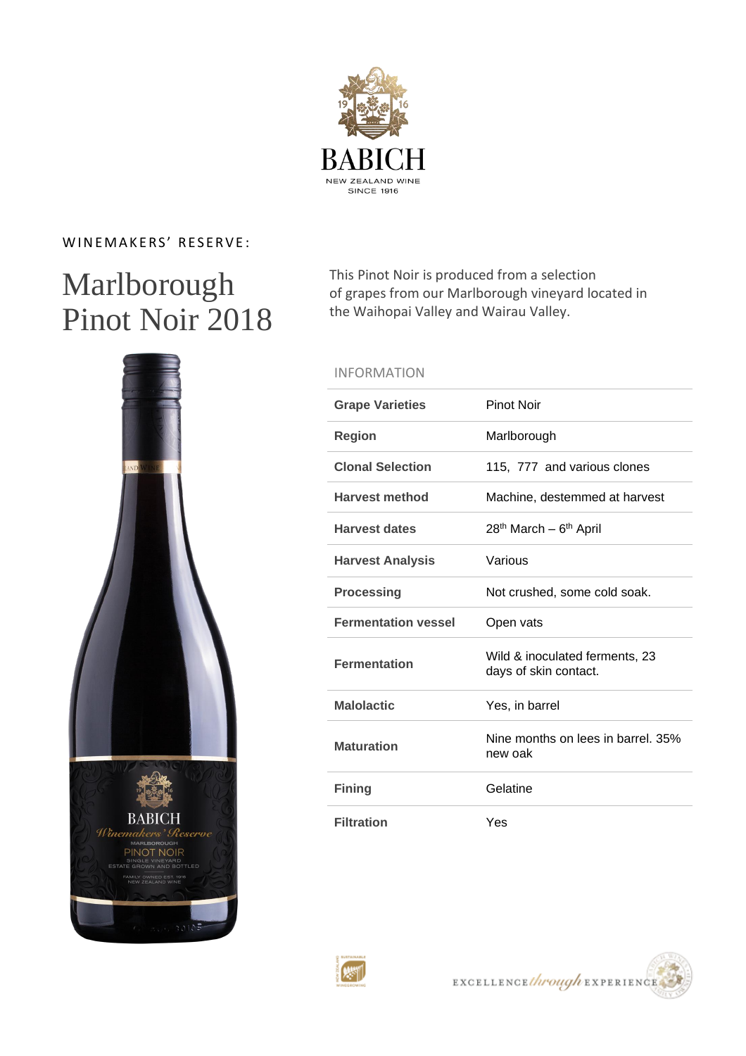BABICH

NEW ZEALAND WINE

SINCE 1916

WINEMAKERS' RESERVE:

# Marlborough Pinot Noir 2018

This Pinot Noir is produced from a selection of grapes from our Marlborough vineyard located in the Waihopai Valley and Wairau Valley.

## INFORMATION

| | |
|---|---|
| **Grape Varieties** | Pinot Noir |
| **Region** | Marlborough |
| **Clonal Selection** | 115, 777 and various clones |
| **Harvest method** | Machine, destemmed at harvest |
| **Harvest dates** | 28th March – 6th April |
| **Harvest Analysis** | Various |
| **Processing** | Not crushed, some cold soak. |
| **Fermentation vessel** | Open vats |
| **Fermentation** | Wild & inoculated ferments, 23 days of skin contact. |
| **Malolactic** | Yes, in barrel |
| **Maturation** | Nine months on lees in barrel. 35% new oak |
| **Fining** | Gelatine |
| **Filtration** | Yes |

EXCELLENCE *through* EXPERIENCE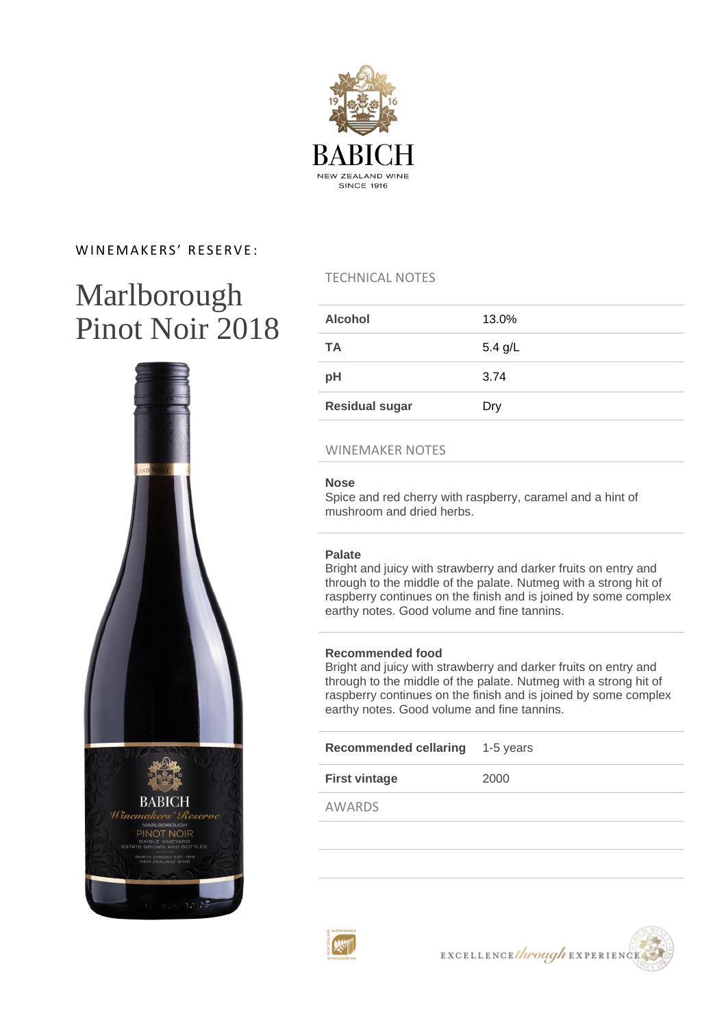BABICH

NEW ZEALAND WINE

SINCE 1916

WINEMAKERS' RESERVE:

# Marlborough Pinot Noir 2018

## TECHNICAL NOTES

| | |
|---|---|
| **Alcohol** | 13.0% |
| **TA** | 5.4 g/L |
| **pH** | 3.74 |
| **Residual sugar** | Dry |

## WINEMAKER NOTES

**Nose**
Spice and red cherry with raspberry, caramel and a hint of mushroom and dried herbs.

**Palate**
Bright and juicy with strawberry and darker fruits on entry and through to the middle of the palate. Nutmeg with a strong hit of raspberry continues on the finish and is joined by some complex earthy notes. Good volume and fine tannins.

**Recommended food**
Bright and juicy with strawberry and darker fruits on entry and through to the middle of the palate. Nutmeg with a strong hit of raspberry continues on the finish and is joined by some complex earthy notes. Good volume and fine tannins.

| | |
|---|---|
| **Recommended cellaring** | 1-5 years |
| **First vintage** | 2000 |

## AWARDS

EXCELLENCE *through* EXPERIENCE